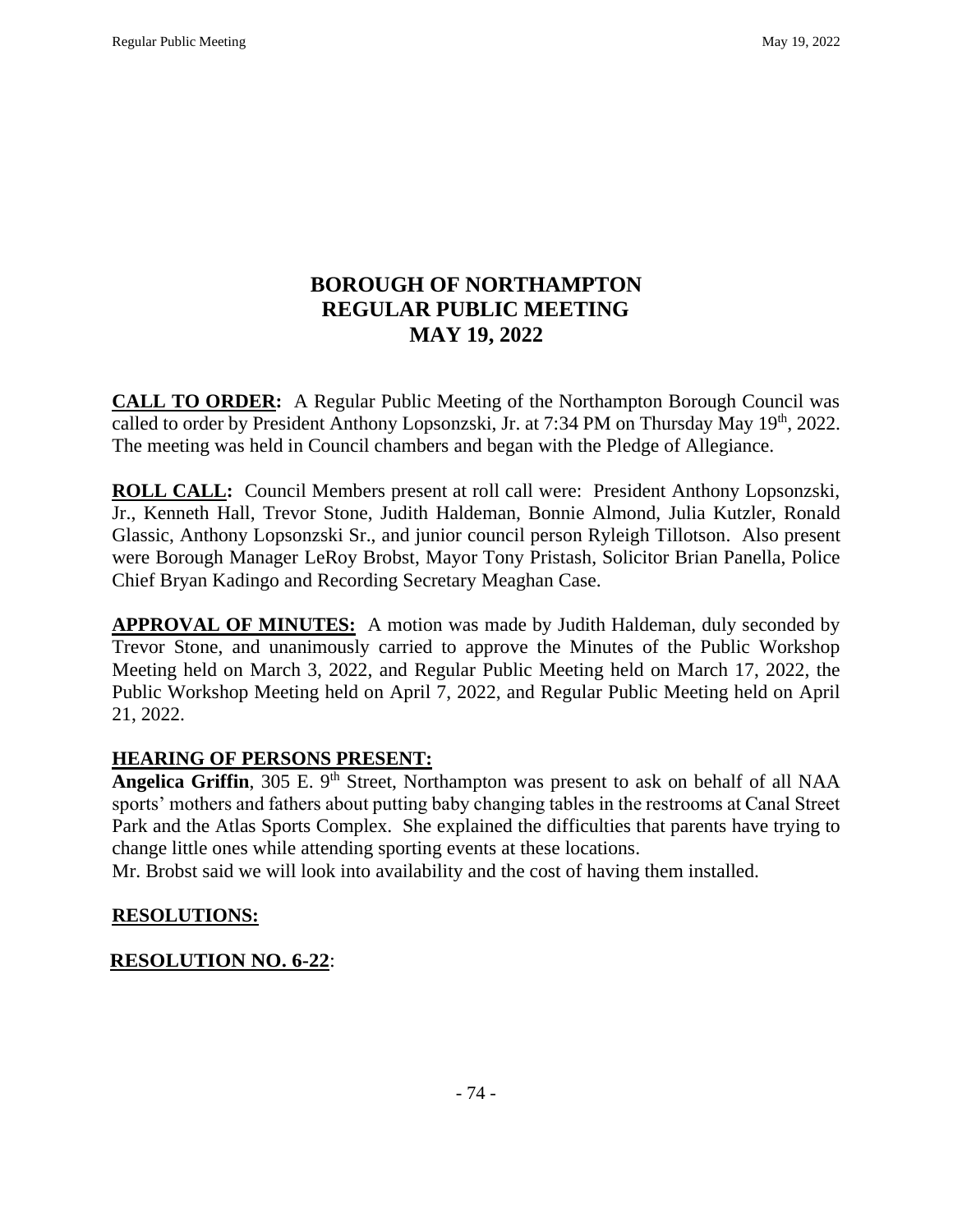# BOROUGH OF NORTHAMPTON
# REGULAR PUBLIC MEETING
# MAY 19, 2022

**CALL TO ORDER:** A Regular Public Meeting of the Northampton Borough Council was called to order by President Anthony Lopsonzski, Jr. at 7:34 PM on Thursday May 19th, 2022. The meeting was held in Council chambers and began with the Pledge of Allegiance.

**ROLL CALL:** Council Members present at roll call were: President Anthony Lopsonzski, Jr., Kenneth Hall, Trevor Stone, Judith Haldeman, Bonnie Almond, Julia Kutzler, Ronald Glassic, Anthony Lopsonzski Sr., and junior council person Ryleigh Tillotson. Also present were Borough Manager LeRoy Brobst, Mayor Tony Pristash, Solicitor Brian Panella, Police Chief Bryan Kadingo and Recording Secretary Meaghan Case.

**APPROVAL OF MINUTES:** A motion was made by Judith Haldeman, duly seconded by Trevor Stone, and unanimously carried to approve the Minutes of the Public Workshop Meeting held on March 3, 2022, and Regular Public Meeting held on March 17, 2022, the Public Workshop Meeting held on April 7, 2022, and Regular Public Meeting held on April 21, 2022.

**HEARING OF PERSONS PRESENT:**

**Angelica Griffin**, 305 E. 9th Street, Northampton was present to ask on behalf of all NAA sports' mothers and fathers about putting baby changing tables in the restrooms at Canal Street Park and the Atlas Sports Complex. She explained the difficulties that parents have trying to change little ones while attending sporting events at these locations.

Mr. Brobst said we will look into availability and the cost of having them installed.

**RESOLUTIONS:**

**RESOLUTION NO. 6-22**: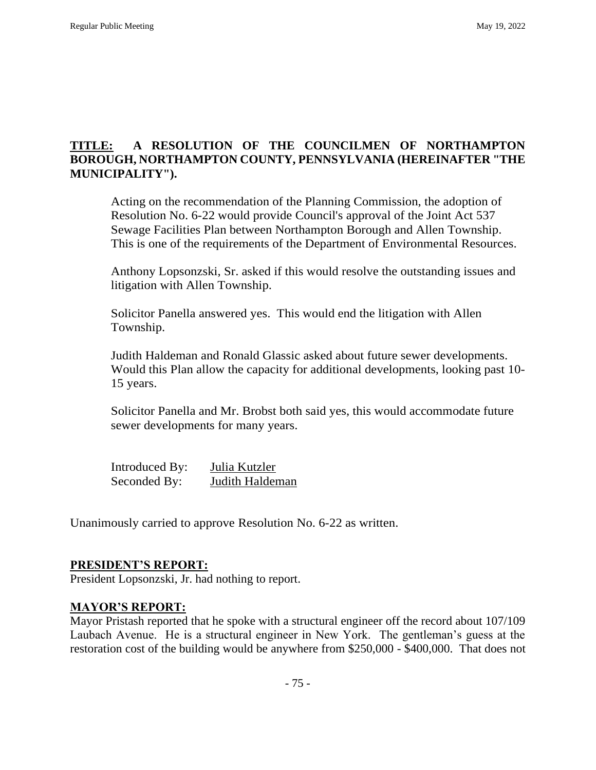**TITLE: A RESOLUTION OF THE COUNCILMEN OF NORTHAMPTON BOROUGH, NORTHAMPTON COUNTY, PENNSYLVANIA (HEREINAFTER "THE MUNICIPALITY").**

Acting on the recommendation of the Planning Commission, the adoption of Resolution No. 6-22 would provide Council's approval of the Joint Act 537 Sewage Facilities Plan between Northampton Borough and Allen Township. This is one of the requirements of the Department of Environmental Resources.

Anthony Lopsonzski, Sr. asked if this would resolve the outstanding issues and litigation with Allen Township.

Solicitor Panella answered yes. This would end the litigation with Allen Township.

Judith Haldeman and Ronald Glassic asked about future sewer developments. Would this Plan allow the capacity for additional developments, looking past 10-15 years.

Solicitor Panella and Mr. Brobst both said yes, this would accommodate future sewer developments for many years.

Introduced By: Julia Kutzler
Seconded By: Judith Haldeman

Unanimously carried to approve Resolution No. 6-22 as written.

## PRESIDENT'S REPORT:

President Lopsonzski, Jr. had nothing to report.

## MAYOR'S REPORT:

Mayor Pristash reported that he spoke with a structural engineer off the record about 107/109 Laubach Avenue. He is a structural engineer in New York. The gentleman's guess at the restoration cost of the building would be anywhere from \$250,000 - \$400,000. That does not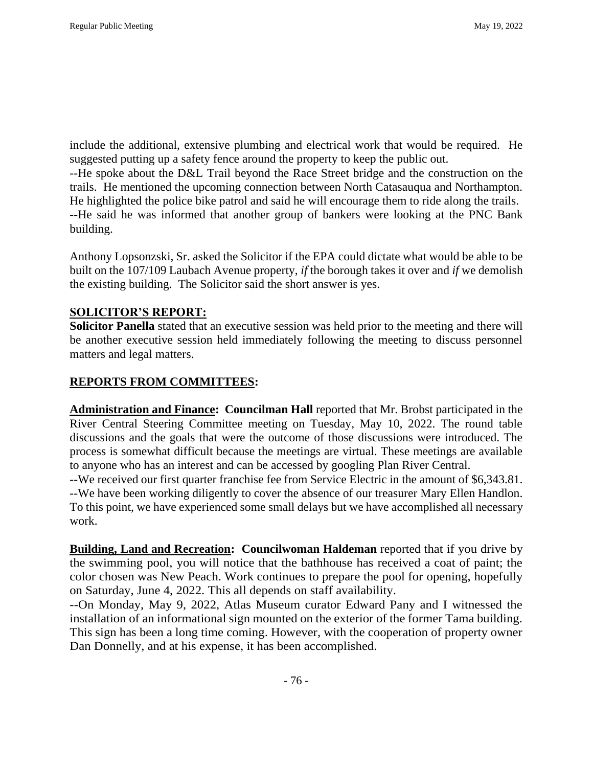include the additional, extensive plumbing and electrical work that would be required. He suggested putting up a safety fence around the property to keep the public out.
--He spoke about the D&L Trail beyond the Race Street bridge and the construction on the trails. He mentioned the upcoming connection between North Catasauqua and Northampton. He highlighted the police bike patrol and said he will encourage them to ride along the trails.
--He said he was informed that another group of bankers were looking at the PNC Bank building.

Anthony Lopsonzski, Sr. asked the Solicitor if the EPA could dictate what would be able to be built on the 107/109 Laubach Avenue property, *if* the borough takes it over and *if* we demolish the existing building. The Solicitor said the short answer is yes.

## SOLICITOR'S REPORT:

**Solicitor Panella** stated that an executive session was held prior to the meeting and there will be another executive session held immediately following the meeting to discuss personnel matters and legal matters.

## REPORTS FROM COMMITTEES:

**Administration and Finance: Councilman Hall** reported that Mr. Brobst participated in the River Central Steering Committee meeting on Tuesday, May 10, 2022. The round table discussions and the goals that were the outcome of those discussions were introduced. The process is somewhat difficult because the meetings are virtual. These meetings are available to anyone who has an interest and can be accessed by googling Plan River Central.
--We received our first quarter franchise fee from Service Electric in the amount of $6,343.81.
--We have been working diligently to cover the absence of our treasurer Mary Ellen Handlon. To this point, we have experienced some small delays but we have accomplished all necessary work.

**Building, Land and Recreation: Councilwoman Haldeman** reported that if you drive by the swimming pool, you will notice that the bathhouse has received a coat of paint; the color chosen was New Peach. Work continues to prepare the pool for opening, hopefully on Saturday, June 4, 2022. This all depends on staff availability.
--On Monday, May 9, 2022, Atlas Museum curator Edward Pany and I witnessed the installation of an informational sign mounted on the exterior of the former Tama building. This sign has been a long time coming. However, with the cooperation of property owner Dan Donnelly, and at his expense, it has been accomplished.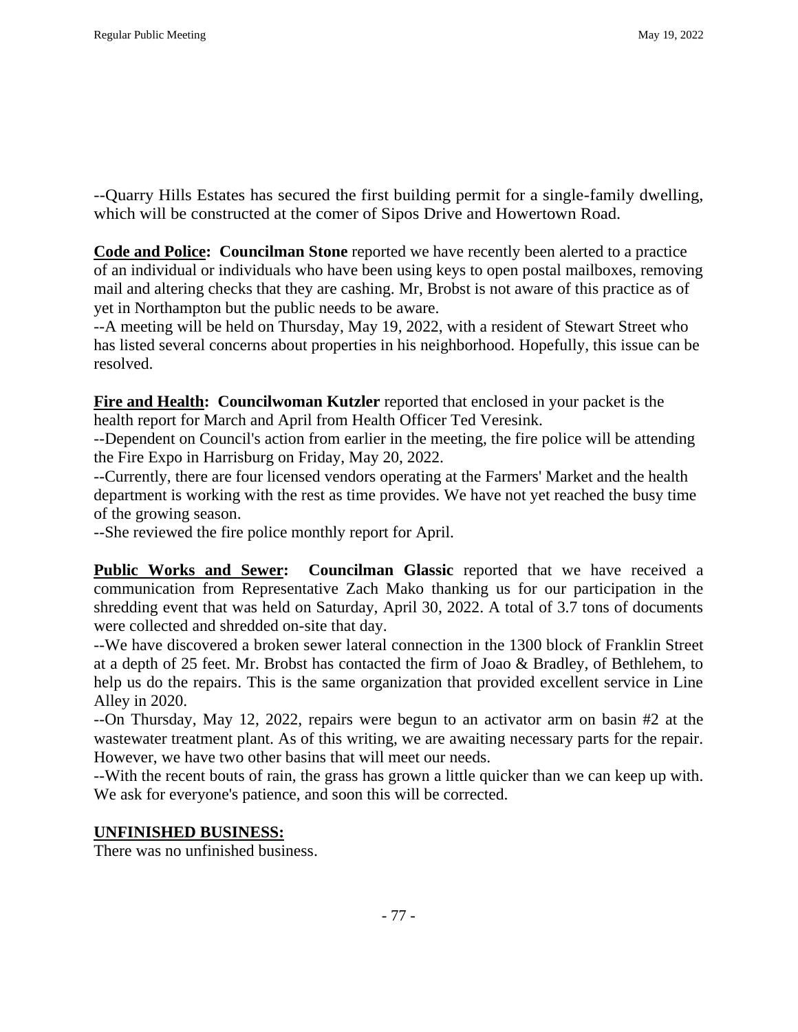--Quarry Hills Estates has secured the first building permit for a single-family dwelling, which will be constructed at the comer of Sipos Drive and Howertown Road.

**Code and Police: Councilman Stone** reported we have recently been alerted to a practice of an individual or individuals who have been using keys to open postal mailboxes, removing mail and altering checks that they are cashing. Mr, Brobst is not aware of this practice as of yet in Northampton but the public needs to be aware.
--A meeting will be held on Thursday, May 19, 2022, with a resident of Stewart Street who has listed several concerns about properties in his neighborhood. Hopefully, this issue can be resolved.

**Fire and Health: Councilwoman Kutzler** reported that enclosed in your packet is the health report for March and April from Health Officer Ted Veresink.
--Dependent on Council's action from earlier in the meeting, the fire police will be attending the Fire Expo in Harrisburg on Friday, May 20, 2022.
--Currently, there are four licensed vendors operating at the Farmers' Market and the health department is working with the rest as time provides. We have not yet reached the busy time of the growing season.
--She reviewed the fire police monthly report for April.

**Public Works and Sewer: Councilman Glassic** reported that we have received a communication from Representative Zach Mako thanking us for our participation in the shredding event that was held on Saturday, April 30, 2022. A total of 3.7 tons of documents were collected and shredded on-site that day.
--We have discovered a broken sewer lateral connection in the 1300 block of Franklin Street at a depth of 25 feet. Mr. Brobst has contacted the firm of Joao & Bradley, of Bethlehem, to help us do the repairs. This is the same organization that provided excellent service in Line Alley in 2020.
--On Thursday, May 12, 2022, repairs were begun to an activator arm on basin #2 at the wastewater treatment plant. As of this writing, we are awaiting necessary parts for the repair. However, we have two other basins that will meet our needs.
--With the recent bouts of rain, the grass has grown a little quicker than we can keep up with. We ask for everyone's patience, and soon this will be corrected.

## UNFINISHED BUSINESS:

There was no unfinished business.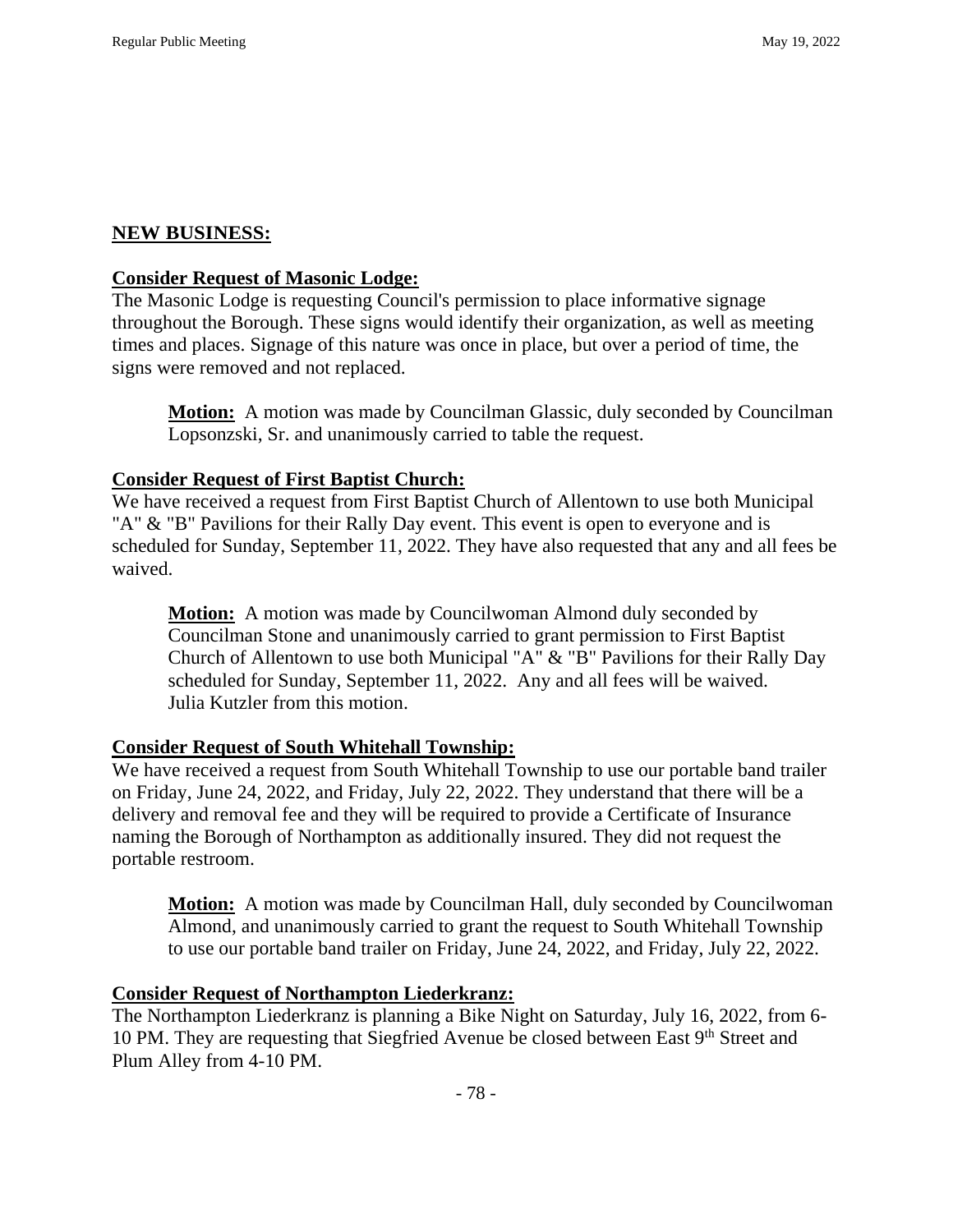## NEW BUSINESS:

### Consider Request of Masonic Lodge:

The Masonic Lodge is requesting Council's permission to place informative signage throughout the Borough. These signs would identify their organization, as well as meeting times and places. Signage of this nature was once in place, but over a period of time, the signs were removed and not replaced.

> **Motion:** A motion was made by Councilman Glassic, duly seconded by Councilman Lopsonzski, Sr. and unanimously carried to table the request.

### Consider Request of First Baptist Church:

We have received a request from First Baptist Church of Allentown to use both Municipal "A" & "B" Pavilions for their Rally Day event. This event is open to everyone and is scheduled for Sunday, September 11, 2022. They have also requested that any and all fees be waived.

> **Motion:** A motion was made by Councilwoman Almond duly seconded by Councilman Stone and unanimously carried to grant permission to First Baptist Church of Allentown to use both Municipal "A" & "B" Pavilions for their Rally Day scheduled for Sunday, September 11, 2022. Any and all fees will be waived. Julia Kutzler from this motion.

### Consider Request of South Whitehall Township:

We have received a request from South Whitehall Township to use our portable band trailer on Friday, June 24, 2022, and Friday, July 22, 2022. They understand that there will be a delivery and removal fee and they will be required to provide a Certificate of Insurance naming the Borough of Northampton as additionally insured. They did not request the portable restroom.

> **Motion:** A motion was made by Councilman Hall, duly seconded by Councilwoman Almond, and unanimously carried to grant the request to South Whitehall Township to use our portable band trailer on Friday, June 24, 2022, and Friday, July 22, 2022.

### Consider Request of Northampton Liederkranz:

The Northampton Liederkranz is planning a Bike Night on Saturday, July 16, 2022, from 6-10 PM. They are requesting that Siegfried Avenue be closed between East 9th Street and Plum Alley from 4-10 PM.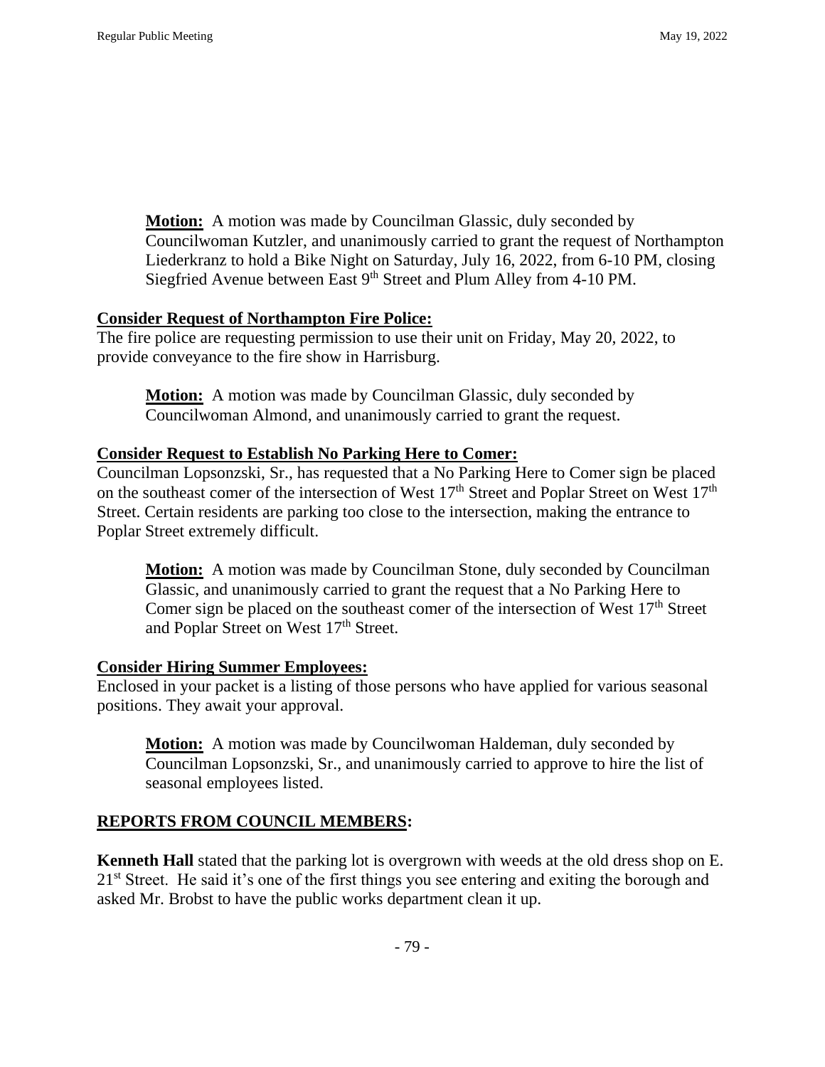**Motion:** A motion was made by Councilman Glassic, duly seconded by Councilwoman Kutzler, and unanimously carried to grant the request of Northampton Liederkranz to hold a Bike Night on Saturday, July 16, 2022, from 6-10 PM, closing Siegfried Avenue between East 9th Street and Plum Alley from 4-10 PM.

**Consider Request of Northampton Fire Police:**
The fire police are requesting permission to use their unit on Friday, May 20, 2022, to provide conveyance to the fire show in Harrisburg.

**Motion:** A motion was made by Councilman Glassic, duly seconded by Councilwoman Almond, and unanimously carried to grant the request.

**Consider Request to Establish No Parking Here to Comer:**
Councilman Lopsonzski, Sr., has requested that a No Parking Here to Comer sign be placed on the southeast comer of the intersection of West 17th Street and Poplar Street on West 17th Street. Certain residents are parking too close to the intersection, making the entrance to Poplar Street extremely difficult.

**Motion:** A motion was made by Councilman Stone, duly seconded by Councilman Glassic, and unanimously carried to grant the request that a No Parking Here to Comer sign be placed on the southeast comer of the intersection of West 17th Street and Poplar Street on West 17th Street.

**Consider Hiring Summer Employees:**
Enclosed in your packet is a listing of those persons who have applied for various seasonal positions. They await your approval.

**Motion:** A motion was made by Councilwoman Haldeman, duly seconded by Councilman Lopsonzski, Sr., and unanimously carried to approve to hire the list of seasonal employees listed.

## REPORTS FROM COUNCIL MEMBERS:

**Kenneth Hall** stated that the parking lot is overgrown with weeds at the old dress shop on E. 21st Street. He said it's one of the first things you see entering and exiting the borough and asked Mr. Brobst to have the public works department clean it up.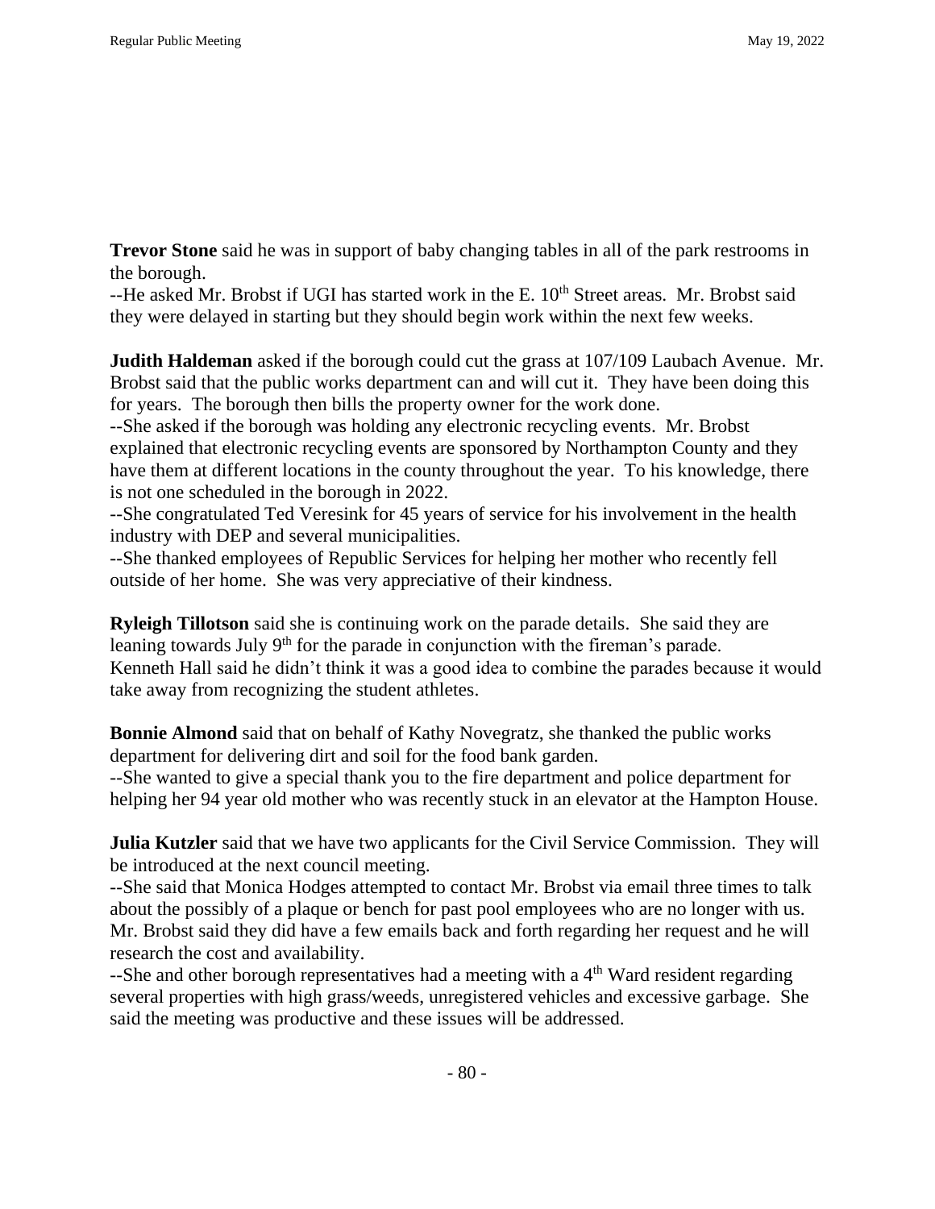**Trevor Stone** said he was in support of baby changing tables in all of the park restrooms in the borough.
--He asked Mr. Brobst if UGI has started work in the E. 10th Street areas. Mr. Brobst said they were delayed in starting but they should begin work within the next few weeks.

**Judith Haldeman** asked if the borough could cut the grass at 107/109 Laubach Avenue. Mr. Brobst said that the public works department can and will cut it. They have been doing this for years. The borough then bills the property owner for the work done.
--She asked if the borough was holding any electronic recycling events. Mr. Brobst explained that electronic recycling events are sponsored by Northampton County and they have them at different locations in the county throughout the year. To his knowledge, there is not one scheduled in the borough in 2022.
--She congratulated Ted Veresink for 45 years of service for his involvement in the health industry with DEP and several municipalities.
--She thanked employees of Republic Services for helping her mother who recently fell outside of her home. She was very appreciative of their kindness.

**Ryleigh Tillotson** said she is continuing work on the parade details. She said they are leaning towards July 9th for the parade in conjunction with the fireman's parade.
Kenneth Hall said he didn't think it was a good idea to combine the parades because it would take away from recognizing the student athletes.

**Bonnie Almond** said that on behalf of Kathy Novegratz, she thanked the public works department for delivering dirt and soil for the food bank garden.
--She wanted to give a special thank you to the fire department and police department for helping her 94 year old mother who was recently stuck in an elevator at the Hampton House.

**Julia Kutzler** said that we have two applicants for the Civil Service Commission. They will be introduced at the next council meeting.
--She said that Monica Hodges attempted to contact Mr. Brobst via email three times to talk about the possibly of a plaque or bench for past pool employees who are no longer with us. Mr. Brobst said they did have a few emails back and forth regarding her request and he will research the cost and availability.
--She and other borough representatives had a meeting with a 4th Ward resident regarding several properties with high grass/weeds, unregistered vehicles and excessive garbage. She said the meeting was productive and these issues will be addressed.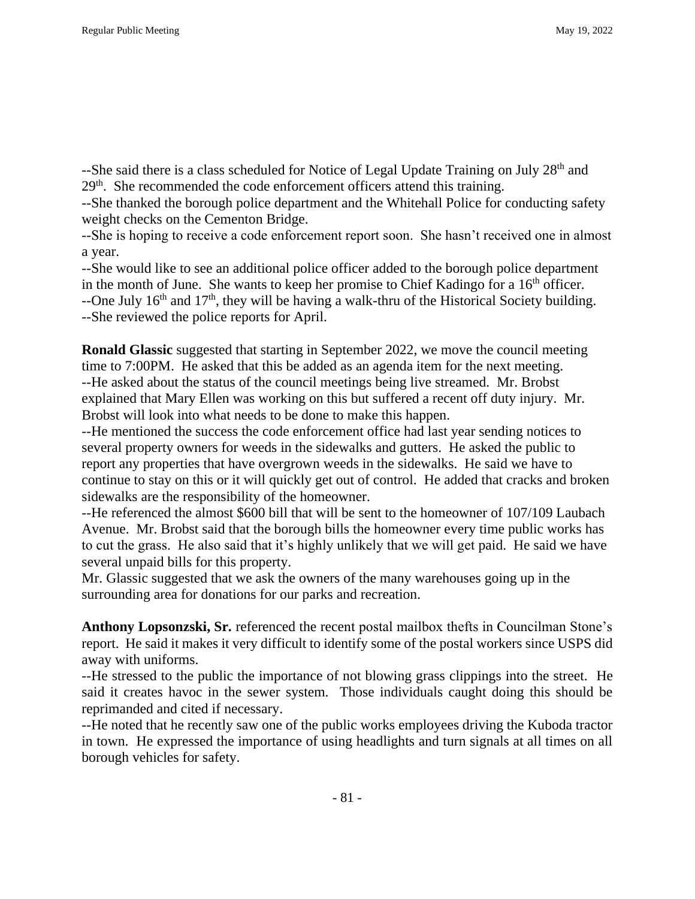--She said there is a class scheduled for Notice of Legal Update Training on July 28th and 29th. She recommended the code enforcement officers attend this training.
--She thanked the borough police department and the Whitehall Police for conducting safety weight checks on the Cementon Bridge.
--She is hoping to receive a code enforcement report soon. She hasn't received one in almost a year.
--She would like to see an additional police officer added to the borough police department in the month of June. She wants to keep her promise to Chief Kadingo for a 16th officer.
--One July 16th and 17th, they will be having a walk-thru of the Historical Society building.
--She reviewed the police reports for April.

**Ronald Glassic** suggested that starting in September 2022, we move the council meeting time to 7:00PM. He asked that this be added as an agenda item for the next meeting.
--He asked about the status of the council meetings being live streamed. Mr. Brobst explained that Mary Ellen was working on this but suffered a recent off duty injury. Mr. Brobst will look into what needs to be done to make this happen.
--He mentioned the success the code enforcement office had last year sending notices to several property owners for weeds in the sidewalks and gutters. He asked the public to report any properties that have overgrown weeds in the sidewalks. He said we have to continue to stay on this or it will quickly get out of control. He added that cracks and broken sidewalks are the responsibility of the homeowner.
--He referenced the almost $600 bill that will be sent to the homeowner of 107/109 Laubach Avenue. Mr. Brobst said that the borough bills the homeowner every time public works has to cut the grass. He also said that it's highly unlikely that we will get paid. He said we have several unpaid bills for this property.
Mr. Glassic suggested that we ask the owners of the many warehouses going up in the surrounding area for donations for our parks and recreation.

**Anthony Lopsonzski, Sr.** referenced the recent postal mailbox thefts in Councilman Stone's report. He said it makes it very difficult to identify some of the postal workers since USPS did away with uniforms.
--He stressed to the public the importance of not blowing grass clippings into the street. He said it creates havoc in the sewer system. Those individuals caught doing this should be reprimanded and cited if necessary.
--He noted that he recently saw one of the public works employees driving the Kuboda tractor in town. He expressed the importance of using headlights and turn signals at all times on all borough vehicles for safety.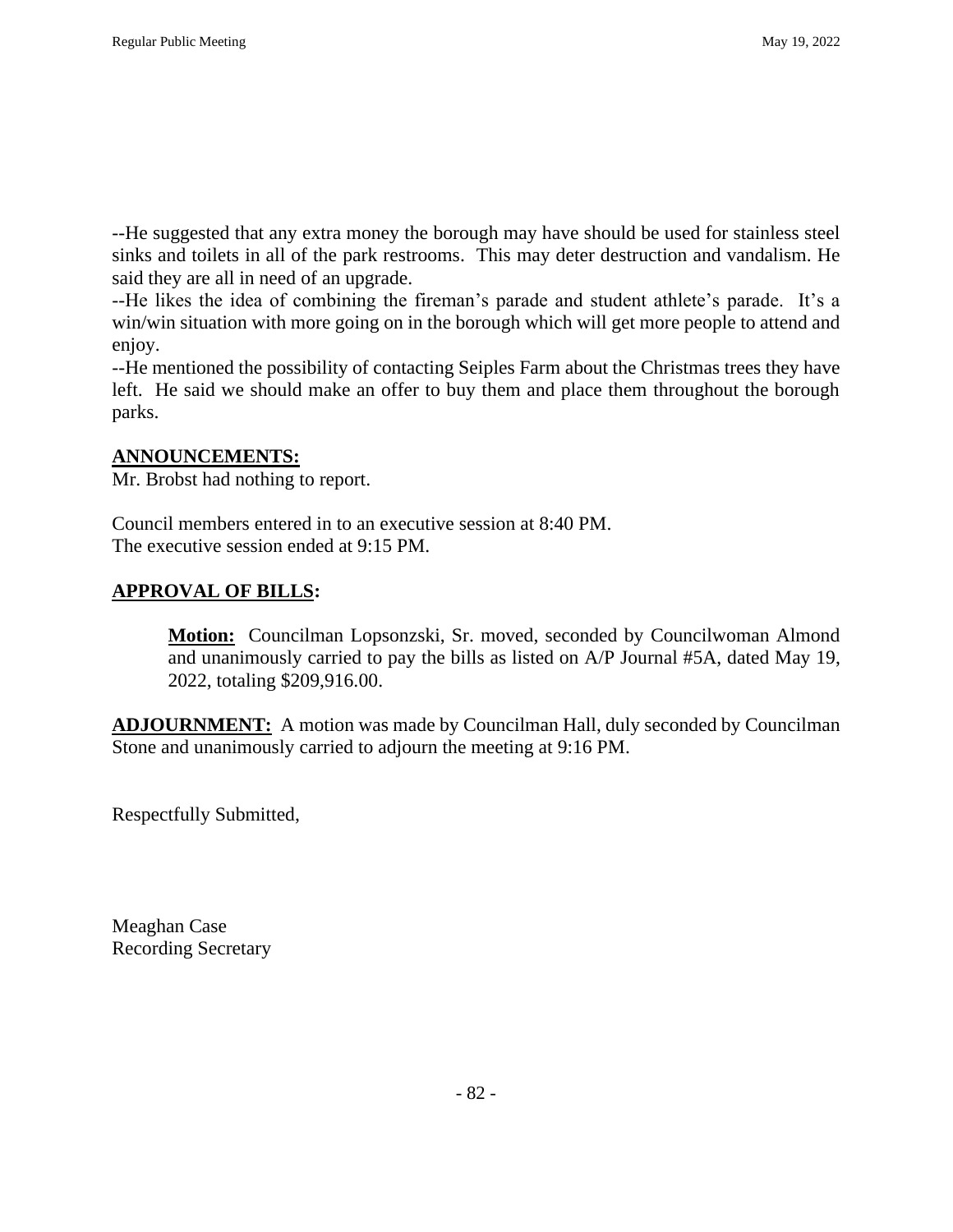--He suggested that any extra money the borough may have should be used for stainless steel sinks and toilets in all of the park restrooms. This may deter destruction and vandalism. He said they are all in need of an upgrade.
--He likes the idea of combining the fireman's parade and student athlete's parade. It's a win/win situation with more going on in the borough which will get more people to attend and enjoy.
--He mentioned the possibility of contacting Seiples Farm about the Christmas trees they have left. He said we should make an offer to buy them and place them throughout the borough parks.

**ANNOUNCEMENTS:**
Mr. Brobst had nothing to report.

Council members entered in to an executive session at 8:40 PM.
The executive session ended at 9:15 PM.

**APPROVAL OF BILLS:**

> **Motion:** Councilman Lopsonzski, Sr. moved, seconded by Councilwoman Almond and unanimously carried to pay the bills as listed on A/P Journal #5A, dated May 19, 2022, totaling $209,916.00.

**ADJOURNMENT:** A motion was made by Councilman Hall, duly seconded by Councilman Stone and unanimously carried to adjourn the meeting at 9:16 PM.

Respectfully Submitted,

Meaghan Case
Recording Secretary